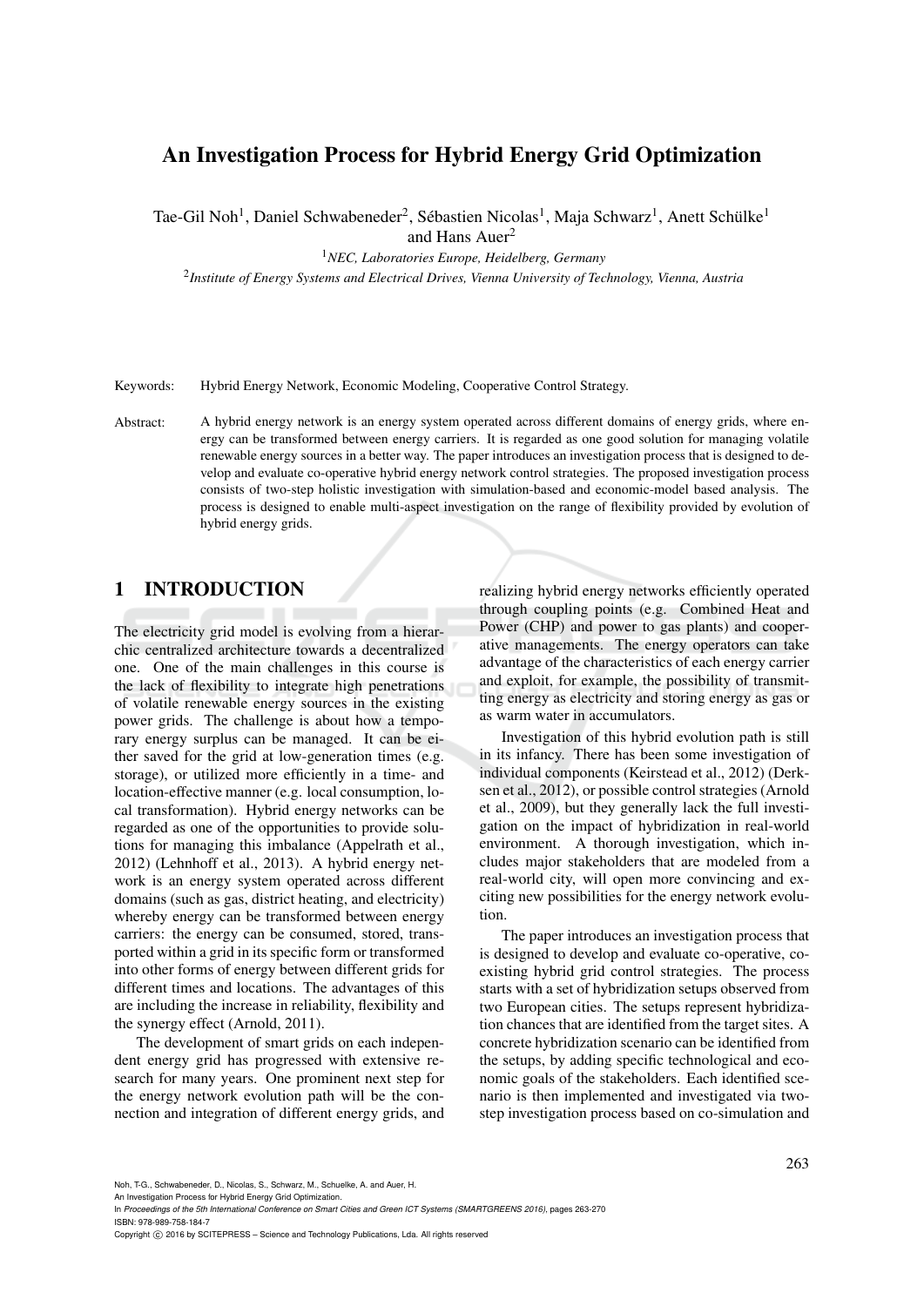# An Investigation Process for Hybrid Energy Grid Optimization

Tae-Gil Noh[1], Daniel Schwabeneder[2], Sébastien Nicolas[1], Maja Schwarz[1], Anett Schülke[1] and Hans Auer[2]

[1]*NEC, Laboratories Europe, Heidelberg, Germany*

[2]*Institute of Energy Systems and Electrical Drives, Vienna University of Technology, Vienna, Austria*

Keywords: Hybrid Energy Network, Economic Modeling, Cooperative Control Strategy.

Abstract: A hybrid energy network is an energy system operated across different domains of energy grids, where energy can be transformed between energy carriers. It is regarded as one good solution for managing volatile renewable energy sources in a better way. The paper introduces an investigation process that is designed to develop and evaluate co-operative hybrid energy network control strategies. The proposed investigation process consists of two-step holistic investigation with simulation-based and economic-model based analysis. The process is designed to enable multi-aspect investigation on the range of flexibility provided by evolution of hybrid energy grids.

## 1 INTRODUCTION

The electricity grid model is evolving from a hierarchic centralized architecture towards a decentralized one. One of the main challenges in this course is the lack of flexibility to integrate high penetrations of volatile renewable energy sources in the existing power grids. The challenge is about how a temporary energy surplus can be managed. It can be either saved for the grid at low-generation times (e.g. storage), or utilized more efficiently in a time- and location-effective manner (e.g. local consumption, local transformation). Hybrid energy networks can be regarded as one of the opportunities to provide solutions for managing this imbalance (Appelrath et al., 2012) (Lehnhoff et al., 2013). A hybrid energy network is an energy system operated across different domains (such as gas, district heating, and electricity) whereby energy can be transformed between energy carriers: the energy can be consumed, stored, transported within a grid in its specific form or transformed into other forms of energy between different grids for different times and locations. The advantages of this are including the increase in reliability, flexibility and the synergy effect (Arnold, 2011).

The development of smart grids on each independent energy grid has progressed with extensive research for many years. One prominent next step for the energy network evolution path will be the connection and integration of different energy grids, and realizing hybrid energy networks efficiently operated through coupling points (e.g. Combined Heat and Power (CHP) and power to gas plants) and cooperative managements. The energy operators can take advantage of the characteristics of each energy carrier and exploit, for example, the possibility of transmitting energy as electricity and storing energy as gas or as warm water in accumulators.

Investigation of this hybrid evolution path is still in its infancy. There has been some investigation of individual components (Keirstead et al., 2012) (Derksen et al., 2012), or possible control strategies (Arnold et al., 2009), but they generally lack the full investigation on the impact of hybridization in real-world environment. A thorough investigation, which includes major stakeholders that are modeled from a real-world city, will open more convincing and exciting new possibilities for the energy network evolution.

The paper introduces an investigation process that is designed to develop and evaluate co-operative, co-existing hybrid grid control strategies. The process starts with a set of hybridization setups observed from two European cities. The setups represent hybridization chances that are identified from the target sites. A concrete hybridization scenario can be identified from the setups, by adding specific technological and economic goals of the stakeholders. Each identified scenario is then implemented and investigated via two-step investigation process based on co-simulation and

Noh, T-G., Schwabeneder, D., Nicolas, S., Schwarz, M., Schuelke, A. and Auer, H.
An Investigation Process for Hybrid Energy Grid Optimization.
In *Proceedings of the 5th International Conference on Smart Cities and Green ICT Systems (SMARTGREENS 2016)*, pages 263-270
ISBN: 978-989-758-184-7
Copyright © 2016 by SCITEPRESS – Science and Technology Publications, Lda. All rights reserved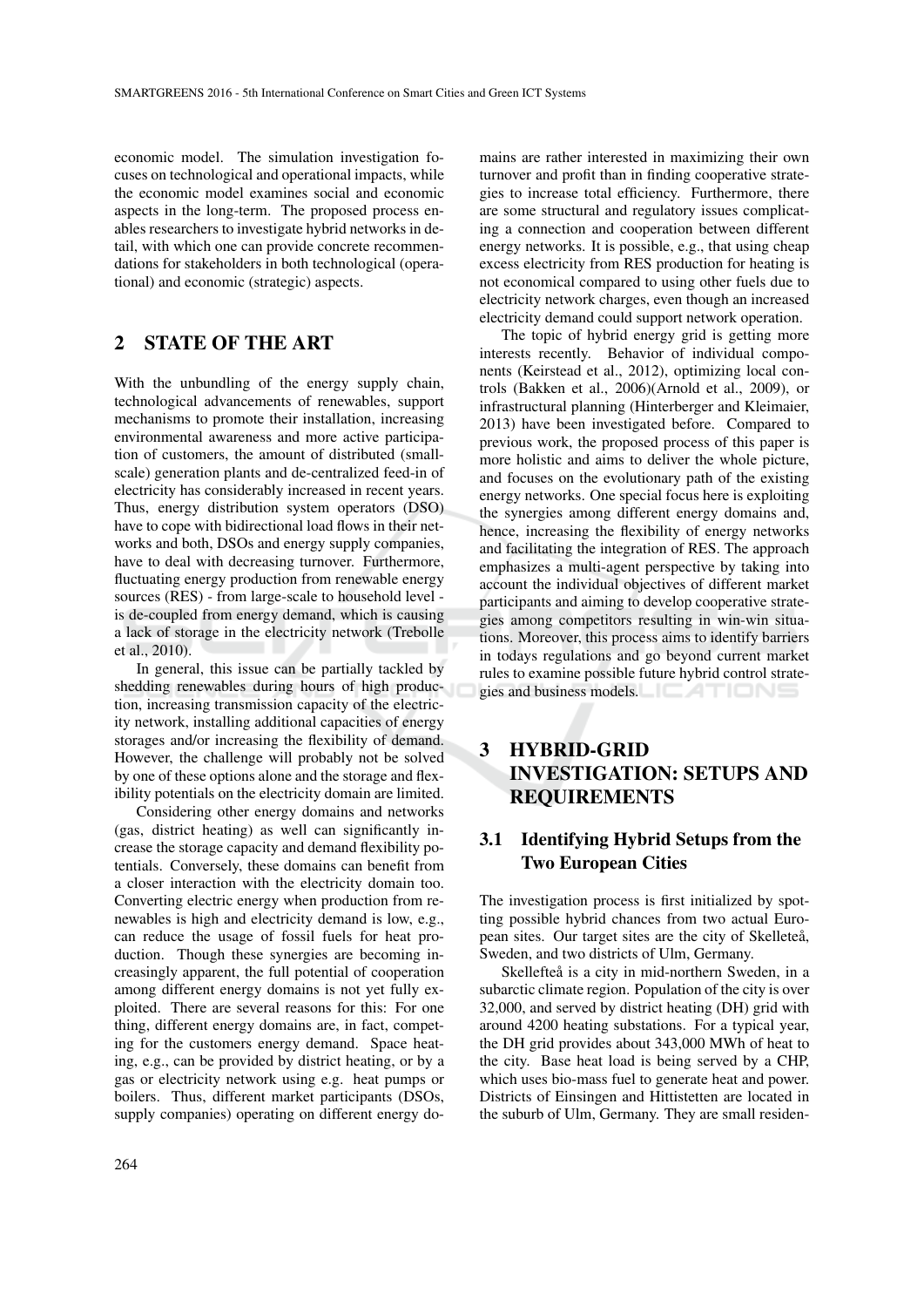economic model. The simulation investigation focuses on technological and operational impacts, while the economic model examines social and economic aspects in the long-term. The proposed process enables researchers to investigate hybrid networks in detail, with which one can provide concrete recommendations for stakeholders in both technological (operational) and economic (strategic) aspects.

## 2 STATE OF THE ART

With the unbundling of the energy supply chain, technological advancements of renewables, support mechanisms to promote their installation, increasing environmental awareness and more active participation of customers, the amount of distributed (small-scale) generation plants and de-centralized feed-in of electricity has considerably increased in recent years. Thus, energy distribution system operators (DSO) have to cope with bidirectional load flows in their networks and both, DSOs and energy supply companies, have to deal with decreasing turnover. Furthermore, fluctuating energy production from renewable energy sources (RES) - from large-scale to household level - is de-coupled from energy demand, which is causing a lack of storage in the electricity network (Trebolle et al., 2010).

In general, this issue can be partially tackled by shedding renewables during hours of high production, increasing transmission capacity of the electricity network, installing additional capacities of energy storages and/or increasing the flexibility of demand. However, the challenge will probably not be solved by one of these options alone and the storage and flexibility potentials on the electricity domain are limited.

Considering other energy domains and networks (gas, district heating) as well can significantly increase the storage capacity and demand flexibility potentials. Conversely, these domains can benefit from a closer interaction with the electricity domain too. Converting electric energy when production from renewables is high and electricity demand is low, e.g., can reduce the usage of fossil fuels for heat production. Though these synergies are becoming increasingly apparent, the full potential of cooperation among different energy domains is not yet fully exploited. There are several reasons for this: For one thing, different energy domains are, in fact, competing for the customers energy demand. Space heating, e.g., can be provided by district heating, or by a gas or electricity network using e.g. heat pumps or boilers. Thus, different market participants (DSOs, supply companies) operating on different energy domains are rather interested in maximizing their own turnover and profit than in finding cooperative strategies to increase total efficiency. Furthermore, there are some structural and regulatory issues complicating a connection and cooperation between different energy networks. It is possible, e.g., that using cheap excess electricity from RES production for heating is not economical compared to using other fuels due to electricity network charges, even though an increased electricity demand could support network operation.

The topic of hybrid energy grid is getting more interests recently. Behavior of individual components (Keirstead et al., 2012), optimizing local controls (Bakken et al., 2006)(Arnold et al., 2009), or infrastructural planning (Hinterberger and Kleimaier, 2013) have been investigated before. Compared to previous work, the proposed process of this paper is more holistic and aims to deliver the whole picture, and focuses on the evolutionary path of the existing energy networks. One special focus here is exploiting the synergies among different energy domains and, hence, increasing the flexibility of energy networks and facilitating the integration of RES. The approach emphasizes a multi-agent perspective by taking into account the individual objectives of different market participants and aiming to develop cooperative strategies among competitors resulting in win-win situations. Moreover, this process aims to identify barriers in todays regulations and go beyond current market rules to examine possible future hybrid control strategies and business models.

## 3 HYBRID-GRID INVESTIGATION: SETUPS AND REQUIREMENTS

### 3.1 Identifying Hybrid Setups from the Two European Cities

The investigation process is first initialized by spotting possible hybrid chances from two actual European sites. Our target sites are the city of Skelleteå, Sweden, and two districts of Ulm, Germany.

Skellefteå is a city in mid-northern Sweden, in a subarctic climate region. Population of the city is over 32,000, and served by district heating (DH) grid with around 4200 heating substations. For a typical year, the DH grid provides about 343,000 MWh of heat to the city. Base heat load is being served by a CHP, which uses bio-mass fuel to generate heat and power. Districts of Einsingen and Hittistetten are located in the suburb of Ulm, Germany. They are small residen-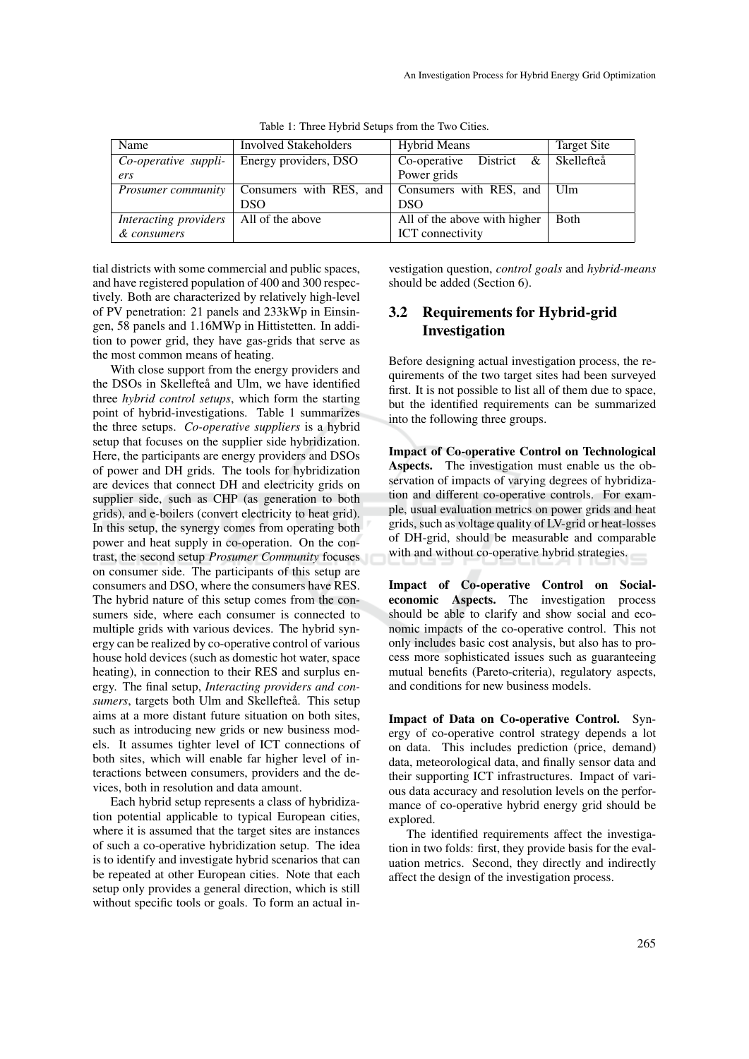Table 1: Three Hybrid Setups from the Two Cities.

| Name | Involved Stakeholders | Hybrid Means | Target Site |
|---|---|---|---|
| *Co-operative suppliers* | Energy providers, DSO | Co-operative District & Power grids | Skellefteå |
| *Prosumer community* | Consumers with RES, and DSO | Consumers with RES, and DSO | Ulm |
| *Interacting providers & consumers* | All of the above | All of the above with higher ICT connectivity | Both |

tial districts with some commercial and public spaces, and have registered population of 400 and 300 respectively. Both are characterized by relatively high-level of PV penetration: 21 panels and 233kWp in Einsingen, 58 panels and 1.16MWp in Hittistetten. In addition to power grid, they have gas-grids that serve as the most common means of heating.

With close support from the energy providers and the DSOs in Skellefteå and Ulm, we have identified three *hybrid control setups*, which form the starting point of hybrid-investigations. Table 1 summarizes the three setups. *Co-operative suppliers* is a hybrid setup that focuses on the supplier side hybridization. Here, the participants are energy providers and DSOs of power and DH grids. The tools for hybridization are devices that connect DH and electricity grids on supplier side, such as CHP (as generation to both grids), and e-boilers (convert electricity to heat grid). In this setup, the synergy comes from operating both power and heat supply in co-operation. On the contrast, the second setup *Prosumer Community* focuses on consumer side. The participants of this setup are consumers and DSO, where the consumers have RES. The hybrid nature of this setup comes from the consumers side, where each consumer is connected to multiple grids with various devices. The hybrid synergy can be realized by co-operative control of various house hold devices (such as domestic hot water, space heating), in connection to their RES and surplus energy. The final setup, *Interacting providers and consumers*, targets both Ulm and Skellefteå. This setup aims at a more distant future situation on both sites, such as introducing new grids or new business models. It assumes tighter level of ICT connections of both sites, which will enable far higher level of interactions between consumers, providers and the devices, both in resolution and data amount.

Each hybrid setup represents a class of hybridization potential applicable to typical European cities, where it is assumed that the target sites are instances of such a co-operative hybridization setup. The idea is to identify and investigate hybrid scenarios that can be repeated at other European cities. Note that each setup only provides a general direction, which is still without specific tools or goals. To form an actual investigation question, *control goals* and *hybrid-means* should be added (Section 6).

## 3.2 Requirements for Hybrid-grid Investigation

Before designing actual investigation process, the requirements of the two target sites had been surveyed first. It is not possible to list all of them due to space, but the identified requirements can be summarized into the following three groups.

**Impact of Co-operative Control on Technological Aspects.** The investigation must enable us the observation of impacts of varying degrees of hybridization and different co-operative controls. For example, usual evaluation metrics on power grids and heat grids, such as voltage quality of LV-grid or heat-losses of DH-grid, should be measurable and comparable with and without co-operative hybrid strategies.

**Impact of Co-operative Control on Social-economic Aspects.** The investigation process should be able to clarify and show social and economic impacts of the co-operative control. This not only includes basic cost analysis, but also has to process more sophisticated issues such as guaranteeing mutual benefits (Pareto-criteria), regulatory aspects, and conditions for new business models.

**Impact of Data on Co-operative Control.** Synergy of co-operative control strategy depends a lot on data. This includes prediction (price, demand) data, meteorological data, and finally sensor data and their supporting ICT infrastructures. Impact of various data accuracy and resolution levels on the performance of co-operative hybrid energy grid should be explored.

The identified requirements affect the investigation in two folds: first, they provide basis for the evaluation metrics. Second, they directly and indirectly affect the design of the investigation process.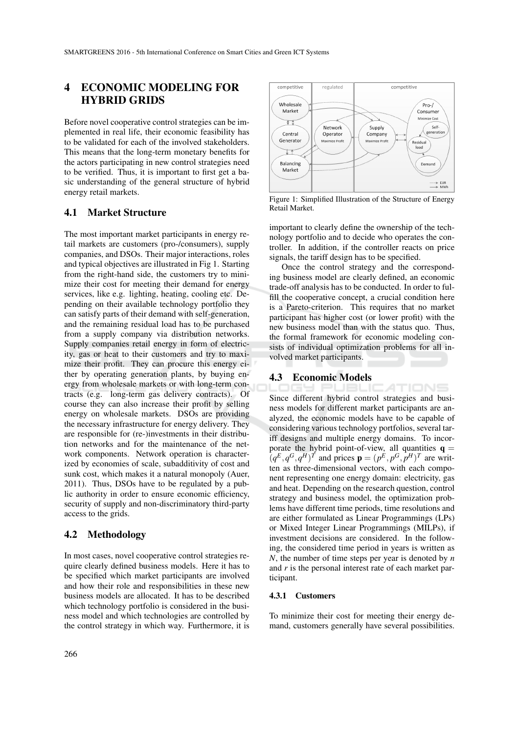# 4 ECONOMIC MODELING FOR HYBRID GRIDS

Before novel cooperative control strategies can be implemented in real life, their economic feasibility has to be validated for each of the involved stakeholders. This means that the long-term monetary benefits for the actors participating in new control strategies need to be verified. Thus, it is important to first get a basic understanding of the general structure of hybrid energy retail markets.

## 4.1 Market Structure

The most important market participants in energy retail markets are customers (pro-/consumers), supply companies, and DSOs. Their major interactions, roles and typical objectives are illustrated in Fig 1. Starting from the right-hand side, the customers try to minimize their cost for meeting their demand for energy services, like e.g. lighting, heating, cooling etc. Depending on their available technology portfolio they can satisfy parts of their demand with self-generation, and the remaining residual load has to be purchased from a supply company via distribution networks. Supply companies retail energy in form of electricity, gas or heat to their customers and try to maximize their profit. They can procure this energy either by operating generation plants, by buying energy from wholesale markets or with long-term contracts (e.g. long-term gas delivery contracts). Of course they can also increase their profit by selling energy on wholesale markets. DSOs are providing the necessary infrastructure for energy delivery. They are responsible for (re-)investments in their distribution networks and for the maintenance of the network components. Network operation is characterized by economies of scale, subadditivity of cost and sunk cost, which makes it a natural monopoly (Auer, 2011). Thus, DSOs have to be regulated by a public authority in order to ensure economic efficiency, security of supply and non-discriminatory third-party access to the grids.

Figure 1: Simplified Illustration of the Structure of Energy Retail Market.

## 4.2 Methodology

In most cases, novel cooperative control strategies require clearly defined business models. Here it has to be specified which market participants are involved and how their role and responsibilities in these new business models are allocated. It has to be described which technology portfolio is considered in the business model and which technologies are controlled by the control strategy in which way. Furthermore, it is important to clearly define the ownership of the technology portfolio and to decide who operates the controller. In addition, if the controller reacts on price signals, the tariff design has to be specified.

Once the control strategy and the corresponding business model are clearly defined, an economic trade-off analysis has to be conducted. In order to fulfill the cooperative concept, a crucial condition here is a Pareto-criterion. This requires that no market participant has higher cost (or lower profit) with the new business model than with the status quo. Thus, the formal framework for economic modeling consists of individual optimization problems for all involved market participants.

## 4.3 Economic Models

Since different hybrid control strategies and business models for different market participants are analyzed, the economic models have to be capable of considering various technology portfolios, several tariff designs and multiple energy domains. To incorporate the hybrid point-of-view, all quantities $\mathbf{q} = (q^E, q^G, q^H)^T$ and prices $\mathbf{p} = (p^E, p^G, p^H)^T$ are written as three-dimensional vectors, with each component representing one energy domain: electricity, gas and heat. Depending on the research question, control strategy and business model, the optimization problems have different time periods, time resolutions and are either formulated as Linear Programmings (LPs) or Mixed Integer Linear Programmings (MILPs), if investment decisions are considered. In the following, the considered time period in years is written as $N$, the number of time steps per year is denoted by $n$ and $r$ is the personal interest rate of each market participant.

### 4.3.1 Customers

To minimize their cost for meeting their energy demand, customers generally have several possibilities.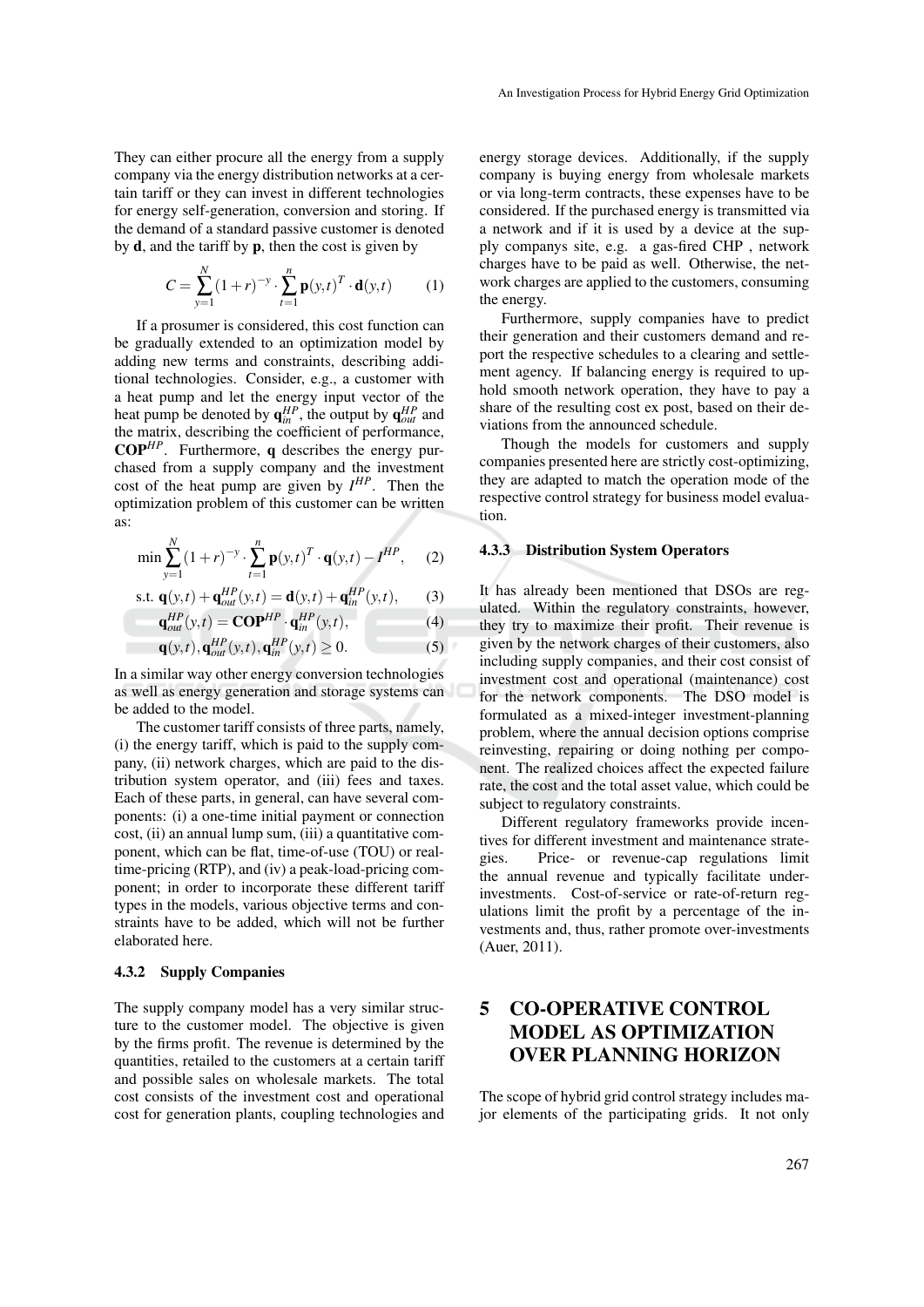They can either procure all the energy from a supply company via the energy distribution networks at a certain tariff or they can invest in different technologies for energy self-generation, conversion and storing. If the demand of a standard passive customer is denoted by $\mathbf{d}$, and the tariff by $\mathbf{p}$, then the cost is given by

$$C = \sum_{y=1}^{N}(1+r)^{-y} \cdot \sum_{t=1}^{n} \mathbf{p}(y,t)^{T} \cdot \mathbf{d}(y,t) \tag{1}$$

If a prosumer is considered, this cost function can be gradually extended to an optimization model by adding new terms and constraints, describing additional technologies. Consider, e.g., a customer with a heat pump and let the energy input vector of the heat pump be denoted by $\mathbf{q}_{in}^{HP}$, the output by $\mathbf{q}_{out}^{HP}$ and the matrix, describing the coefficient of performance, $\mathbf{COP}^{HP}$. Furthermore, $\mathbf{q}$ describes the energy purchased from a supply company and the investment cost of the heat pump are given by $I^{HP}$. Then the optimization problem of this customer can be written as:

$$\min \sum_{y=1}^{N}(1+r)^{-y} \cdot \sum_{t=1}^{n} \mathbf{p}(y,t)^{T} \cdot \mathbf{q}(y,t) - I^{HP}, \tag{2}$$

$$\text{s.t. } \mathbf{q}(y,t) + \mathbf{q}_{out}^{HP}(y,t) = \mathbf{d}(y,t) + \mathbf{q}_{in}^{HP}(y,t), \tag{3}$$

$$\mathbf{q}_{out}^{HP}(y,t) = \mathbf{COP}^{HP} \cdot \mathbf{q}_{in}^{HP}(y,t), \tag{4}$$

$$\mathbf{q}(y,t), \mathbf{q}_{out}^{HP}(y,t), \mathbf{q}_{in}^{HP}(y,t) \geq 0. \tag{5}$$

In a similar way other energy conversion technologies as well as energy generation and storage systems can be added to the model.

The customer tariff consists of three parts, namely, (i) the energy tariff, which is paid to the supply company, (ii) network charges, which are paid to the distribution system operator, and (iii) fees and taxes. Each of these parts, in general, can have several components: (i) a one-time initial payment or connection cost, (ii) an annual lump sum, (iii) a quantitative component, which can be flat, time-of-use (TOU) or real-time-pricing (RTP), and (iv) a peak-load-pricing component; in order to incorporate these different tariff types in the models, various objective terms and constraints have to be added, which will not be further elaborated here.

#### 4.3.2 Supply Companies

The supply company model has a very similar structure to the customer model. The objective is given by the firms profit. The revenue is determined by the quantities, retailed to the customers at a certain tariff and possible sales on wholesale markets. The total cost consists of the investment cost and operational cost for generation plants, coupling technologies and energy storage devices. Additionally, if the supply company is buying energy from wholesale markets or via long-term contracts, these expenses have to be considered. If the purchased energy is transmitted via a network and if it is used by a device at the supply companys site, e.g. a gas-fired CHP , network charges have to be paid as well. Otherwise, the network charges are applied to the customers, consuming the energy.

Furthermore, supply companies have to predict their generation and their customers demand and report the respective schedules to a clearing and settlement agency. If balancing energy is required to uphold smooth network operation, they have to pay a share of the resulting cost ex post, based on their deviations from the announced schedule.

Though the models for customers and supply companies presented here are strictly cost-optimizing, they are adapted to match the operation mode of the respective control strategy for business model evaluation.

#### 4.3.3 Distribution System Operators

It has already been mentioned that DSOs are regulated. Within the regulatory constraints, however, they try to maximize their profit. Their revenue is given by the network charges of their customers, also including supply companies, and their cost consist of investment cost and operational (maintenance) cost for the network components. The DSO model is formulated as a mixed-integer investment-planning problem, where the annual decision options comprise reinvesting, repairing or doing nothing per component. The realized choices affect the expected failure rate, the cost and the total asset value, which could be subject to regulatory constraints.

Different regulatory frameworks provide incentives for different investment and maintenance strategies. Price- or revenue-cap regulations limit the annual revenue and typically facilitate under-investments. Cost-of-service or rate-of-return regulations limit the profit by a percentage of the investments and, thus, rather promote over-investments (Auer, 2011).

## 5 CO-OPERATIVE CONTROL MODEL AS OPTIMIZATION OVER PLANNING HORIZON

The scope of hybrid grid control strategy includes major elements of the participating grids. It not only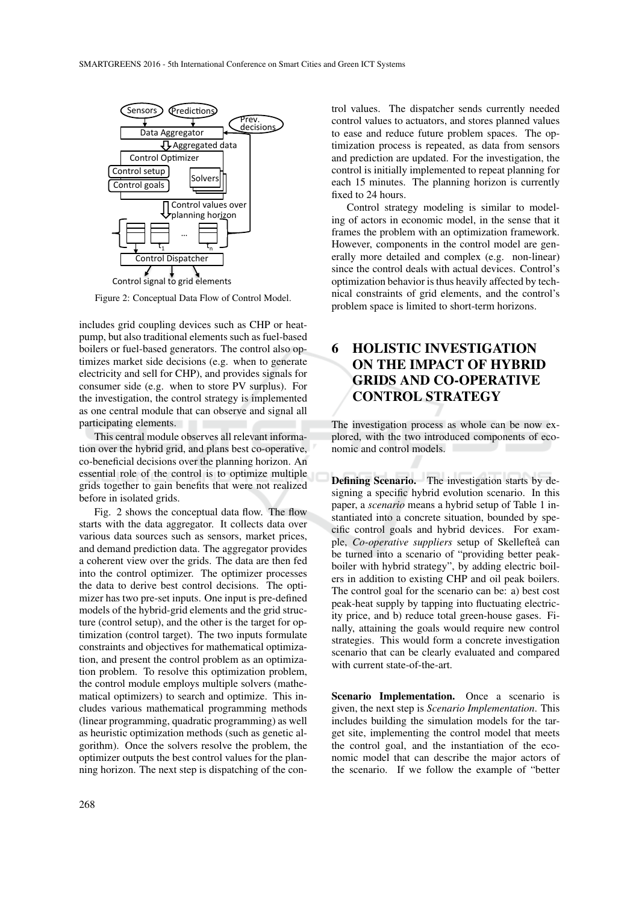Figure 2: Conceptual Data Flow of Control Model.

includes grid coupling devices such as CHP or heat-pump, but also traditional elements such as fuel-based boilers or fuel-based generators. The control also optimizes market side decisions (e.g. when to generate electricity and sell for CHP), and provides signals for consumer side (e.g. when to store PV surplus). For the investigation, the control strategy is implemented as one central module that can observe and signal all participating elements.

This central module observes all relevant information over the hybrid grid, and plans best co-operative, co-beneficial decisions over the planning horizon. An essential role of the control is to optimize multiple grids together to gain benefits that were not realized before in isolated grids.

Fig. 2 shows the conceptual data flow. The flow starts with the data aggregator. It collects data over various data sources such as sensors, market prices, and demand prediction data. The aggregator provides a coherent view over the grids. The data are then fed into the control optimizer. The optimizer processes the data to derive best control decisions. The optimizer has two pre-set inputs. One input is pre-defined models of the hybrid-grid elements and the grid structure (control setup), and the other is the target for optimization (control target). The two inputs formulate constraints and objectives for mathematical optimization, and present the control problem as an optimization problem. To resolve this optimization problem, the control module employs multiple solvers (mathematical optimizers) to search and optimize. This includes various mathematical programming methods (linear programming, quadratic programming) as well as heuristic optimization methods (such as genetic algorithm). Once the solvers resolve the problem, the optimizer outputs the best control values for the planning horizon. The next step is dispatching of the control values. The dispatcher sends currently needed control values to actuators, and stores planned values to ease and reduce future problem spaces. The optimization process is repeated, as data from sensors and prediction are updated. For the investigation, the control is initially implemented to repeat planning for each 15 minutes. The planning horizon is currently fixed to 24 hours.

Control strategy modeling is similar to modeling of actors in economic model, in the sense that it frames the problem with an optimization framework. However, components in the control model are generally more detailed and complex (e.g. non-linear) since the control deals with actual devices. Control's optimization behavior is thus heavily affected by technical constraints of grid elements, and the control's problem space is limited to short-term horizons.

# 6 HOLISTIC INVESTIGATION ON THE IMPACT OF HYBRID GRIDS AND CO-OPERATIVE CONTROL STRATEGY

The investigation process as whole can be now explored, with the two introduced components of economic and control models.

**Defining Scenario.** The investigation starts by designing a specific hybrid evolution scenario. In this paper, a *scenario* means a hybrid setup of Table 1 instantiated into a concrete situation, bounded by specific control goals and hybrid devices. For example, *Co-operative suppliers* setup of Skellefteå can be turned into a scenario of "providing better peak-boiler with hybrid strategy", by adding electric boilers in addition to existing CHP and oil peak boilers. The control goal for the scenario can be: a) best cost peak-heat supply by tapping into fluctuating electricity price, and b) reduce total green-house gases. Finally, attaining the goals would require new control strategies. This would form a concrete investigation scenario that can be clearly evaluated and compared with current state-of-the-art.

**Scenario Implementation.** Once a scenario is given, the next step is *Scenario Implementation*. This includes building the simulation models for the target site, implementing the control model that meets the control goal, and the instantiation of the economic model that can describe the major actors of the scenario. If we follow the example of "better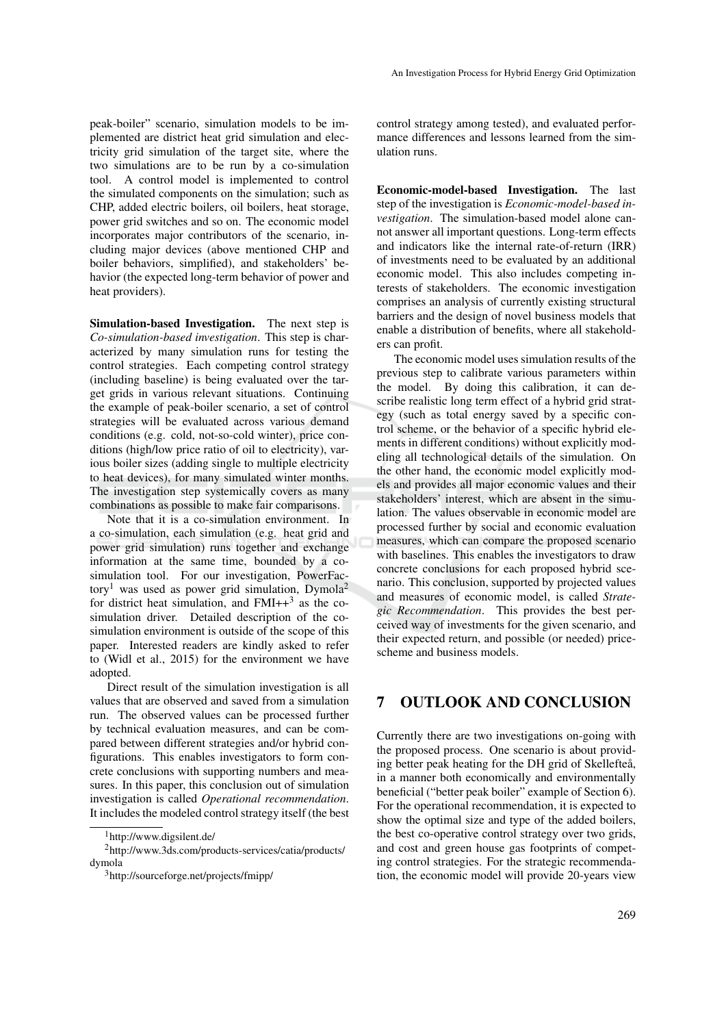peak-boiler" scenario, simulation models to be implemented are district heat grid simulation and electricity grid simulation of the target site, where the two simulations are to be run by a co-simulation tool. A control model is implemented to control the simulated components on the simulation; such as CHP, added electric boilers, oil boilers, heat storage, power grid switches and so on. The economic model incorporates major contributors of the scenario, including major devices (above mentioned CHP and boiler behaviors, simplified), and stakeholders' behavior (the expected long-term behavior of power and heat providers).

**Simulation-based Investigation.** The next step is *Co-simulation-based investigation*. This step is characterized by many simulation runs for testing the control strategies. Each competing control strategy (including baseline) is being evaluated over the target grids in various relevant situations. Continuing the example of peak-boiler scenario, a set of control strategies will be evaluated across various demand conditions (e.g. cold, not-so-cold winter), price conditions (high/low price ratio of oil to electricity), various boiler sizes (adding single to multiple electricity to heat devices), for many simulated winter months. The investigation step systemically covers as many combinations as possible to make fair comparisons.

Note that it is a co-simulation environment. In a co-simulation, each simulation (e.g. heat grid and power grid simulation) runs together and exchange information at the same time, bounded by a co-simulation tool. For our investigation, PowerFactory[1] was used as power grid simulation, Dymola[2] for district heat simulation, and FMI++[3] as the co-simulation driver. Detailed description of the co-simulation environment is outside of the scope of this paper. Interested readers are kindly asked to refer to (Widl et al., 2015) for the environment we have adopted.

Direct result of the simulation investigation is all values that are observed and saved from a simulation run. The observed values can be processed further by technical evaluation measures, and can be compared between different strategies and/or hybrid configurations. This enables investigators to form concrete conclusions with supporting numbers and measures. In this paper, this conclusion out of simulation investigation is called *Operational recommendation*. It includes the modeled control strategy itself (the best control strategy among tested), and evaluated performance differences and lessons learned from the simulation runs.

**Economic-model-based Investigation.** The last step of the investigation is *Economic-model-based investigation*. The simulation-based model alone cannot answer all important questions. Long-term effects and indicators like the internal rate-of-return (IRR) of investments need to be evaluated by an additional economic model. This also includes competing interests of stakeholders. The economic investigation comprises an analysis of currently existing structural barriers and the design of novel business models that enable a distribution of benefits, where all stakeholders can profit.

The economic model uses simulation results of the previous step to calibrate various parameters within the model. By doing this calibration, it can describe realistic long term effect of a hybrid grid strategy (such as total energy saved by a specific control scheme, or the behavior of a specific hybrid elements in different conditions) without explicitly modeling all technological details of the simulation. On the other hand, the economic model explicitly models and provides all major economic values and their stakeholders' interest, which are absent in the simulation. The values observable in economic model are processed further by social and economic evaluation measures, which can compare the proposed scenario with baselines. This enables the investigators to draw concrete conclusions for each proposed hybrid scenario. This conclusion, supported by projected values and measures of economic model, is called *Strategic Recommendation*. This provides the best perceived way of investments for the given scenario, and their expected return, and possible (or needed) price-scheme and business models.

## 7 OUTLOOK AND CONCLUSION

Currently there are two investigations on-going with the proposed process. One scenario is about providing better peak heating for the DH grid of Skellefteå, in a manner both economically and environmentally beneficial ("better peak boiler" example of Section 6). For the operational recommendation, it is expected to show the optimal size and type of the added boilers, the best co-operative control strategy over two grids, and cost and green house gas footprints of competing control strategies. For the strategic recommendation, the economic model will provide 20-years view

[1] http://www.digsilent.de/

[2] http://www.3ds.com/products-services/catia/products/dymola

[3] http://sourceforge.net/projects/fmipp/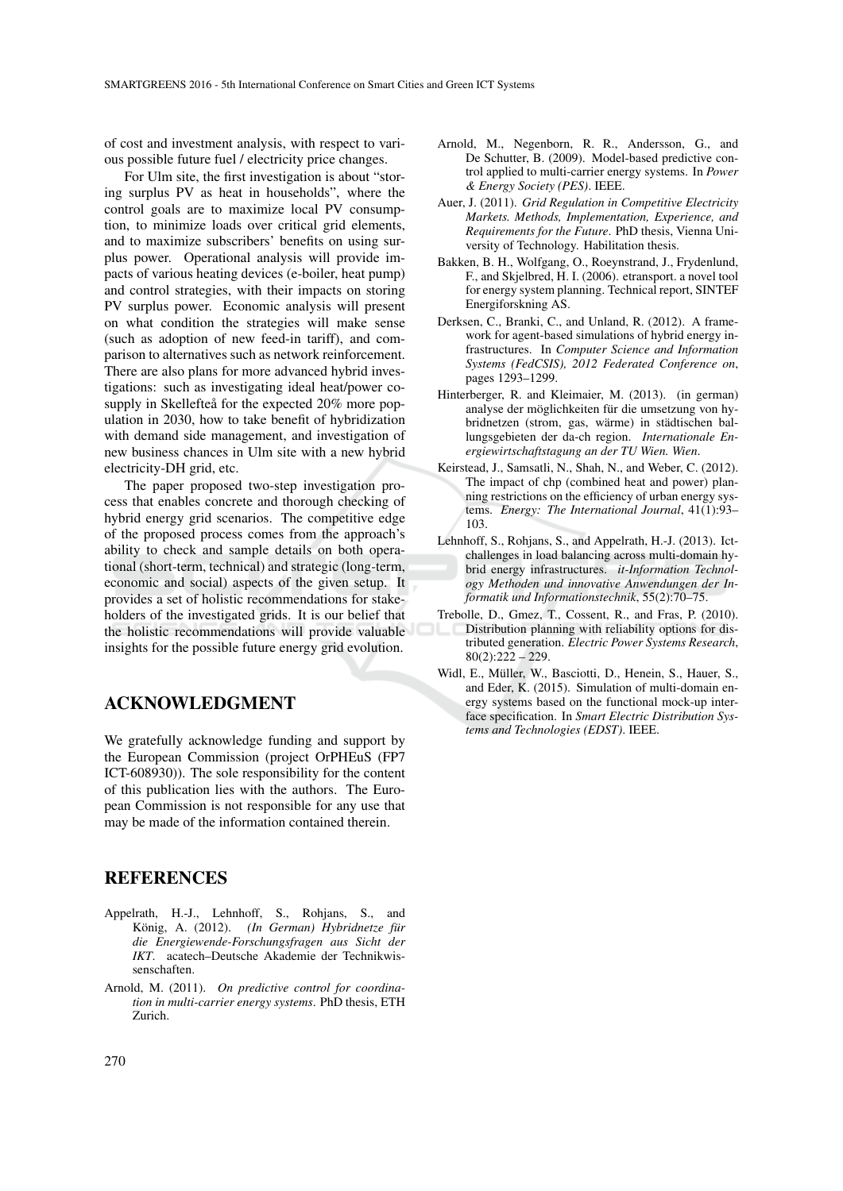of cost and investment analysis, with respect to various possible future fuel / electricity price changes.

For Ulm site, the first investigation is about "storing surplus PV as heat in households", where the control goals are to maximize local PV consumption, to minimize loads over critical grid elements, and to maximize subscribers' benefits on using surplus power. Operational analysis will provide impacts of various heating devices (e-boiler, heat pump) and control strategies, with their impacts on storing PV surplus power. Economic analysis will present on what condition the strategies will make sense (such as adoption of new feed-in tariff), and comparison to alternatives such as network reinforcement. There are also plans for more advanced hybrid investigations: such as investigating ideal heat/power co-supply in Skellefteå for the expected 20% more population in 2030, how to take benefit of hybridization with demand side management, and investigation of new business chances in Ulm site with a new hybrid electricity-DH grid, etc.

The paper proposed two-step investigation process that enables concrete and thorough checking of hybrid energy grid scenarios. The competitive edge of the proposed process comes from the approach's ability to check and sample details on both operational (short-term, technical) and strategic (long-term, economic and social) aspects of the given setup. It provides a set of holistic recommendations for stakeholders of the investigated grids. It is our belief that the holistic recommendations will provide valuable insights for the possible future energy grid evolution.

## ACKNOWLEDGMENT

We gratefully acknowledge funding and support by the European Commission (project OrPHEuS (FP7 ICT-608930)). The sole responsibility for the content of this publication lies with the authors. The European Commission is not responsible for any use that may be made of the information contained therein.

## REFERENCES

Appelrath, H.-J., Lehnhoff, S., Rohjans, S., and König, A. (2012). *(In German) Hybridnetze für die Energiewende-Forschungsfragen aus Sicht der IKT*. acatech–Deutsche Akademie der Technikwissenschaften.

Arnold, M. (2011). *On predictive control for coordination in multi-carrier energy systems*. PhD thesis, ETH Zurich.

Arnold, M., Negenborn, R. R., Andersson, G., and De Schutter, B. (2009). Model-based predictive control applied to multi-carrier energy systems. In *Power & Energy Society (PES)*. IEEE.

Auer, J. (2011). *Grid Regulation in Competitive Electricity Markets. Methods, Implementation, Experience, and Requirements for the Future*. PhD thesis, Vienna University of Technology. Habilitation thesis.

Bakken, B. H., Wolfgang, O., Roeynstrand, J., Frydenlund, F., and Skjelbred, H. I. (2006). etransport. a novel tool for energy system planning. Technical report, SINTEF Energiforskning AS.

Derksen, C., Branki, C., and Unland, R. (2012). A framework for agent-based simulations of hybrid energy infrastructures. In *Computer Science and Information Systems (FedCSIS), 2012 Federated Conference on*, pages 1293–1299.

Hinterberger, R. and Kleimaier, M. (2013). (in german) analyse der möglichkeiten für die umsetzung von hybridnetzen (strom, gas, wärme) in städtischen ballungsgebieten der da-ch region. *Internationale Energiewirtschaftstagung an der TU Wien. Wien*.

Keirstead, J., Samsatli, N., Shah, N., and Weber, C. (2012). The impact of chp (combined heat and power) planning restrictions on the efficiency of urban energy systems. *Energy: The International Journal*, 41(1):93–103.

Lehnhoff, S., Rohjans, S., and Appelrath, H.-J. (2013). Ict-challenges in load balancing across multi-domain hybrid energy infrastructures. *it-Information Technology Methoden und innovative Anwendungen der Informatik und Informationstechnik*, 55(2):70–75.

Trebolle, D., Gmez, T., Cossent, R., and Fras, P. (2010). Distribution planning with reliability options for distributed generation. *Electric Power Systems Research*, 80(2):222 – 229.

Widl, E., Müller, W., Basciotti, D., Henein, S., Hauer, S., and Eder, K. (2015). Simulation of multi-domain energy systems based on the functional mock-up interface specification. In *Smart Electric Distribution Systems and Technologies (EDST)*. IEEE.